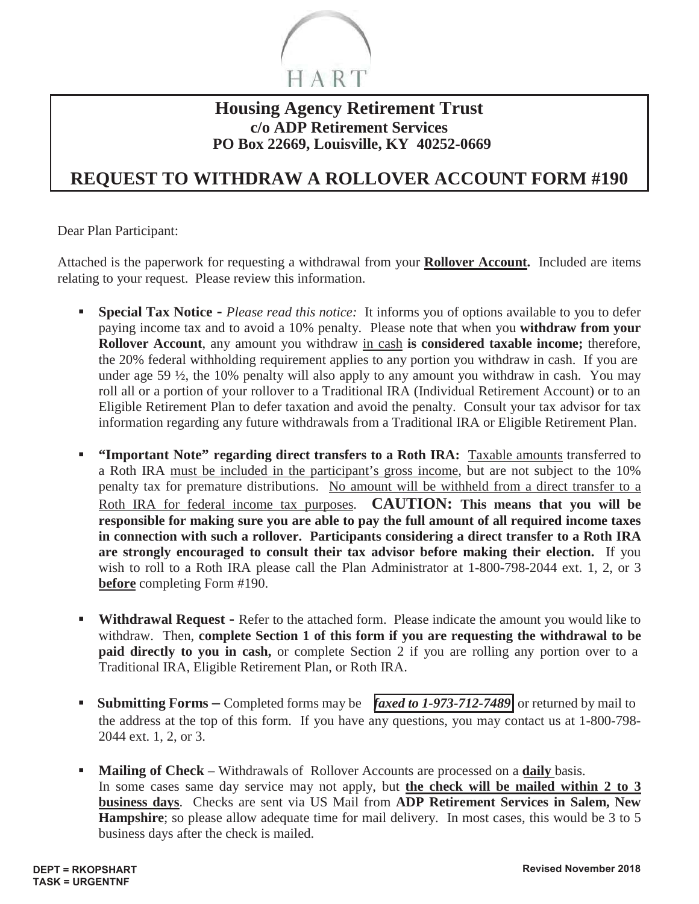HART

# Housing Agency Retirement Trust

**c/o ADP Retirement Services**
**PO Box 22669, Louisville, KY 40252-0669**

# REQUEST TO WITHDRAW A ROLLOVER ACCOUNT FORM #190

Dear Plan Participant:

Attached is the paperwork for requesting a withdrawal from your **Rollover Account.** Included are items relating to your request. Please review this information.

- **Special Tax Notice -** *Please read this notice:* It informs you of options available to you to defer paying income tax and to avoid a 10% penalty. Please note that when you **withdraw from your Rollover Account**, any amount you withdraw in cash **is considered taxable income;** therefore, the 20% federal withholding requirement applies to any portion you withdraw in cash. If you are under age 59 ½, the 10% penalty will also apply to any amount you withdraw in cash. You may roll all or a portion of your rollover to a Traditional IRA (Individual Retirement Account) or to an Eligible Retirement Plan to defer taxation and avoid the penalty. Consult your tax advisor for tax information regarding any future withdrawals from a Traditional IRA or Eligible Retirement Plan.

- **"Important Note" regarding direct transfers to a Roth IRA:** Taxable amounts transferred to a Roth IRA must be included in the participant's gross income, but are not subject to the 10% penalty tax for premature distributions. No amount will be withheld from a direct transfer to a Roth IRA for federal income tax purposes. **CAUTION: This means that you will be responsible for making sure you are able to pay the full amount of all required income taxes in connection with such a rollover. Participants considering a direct transfer to a Roth IRA are strongly encouraged to consult their tax advisor before making their election.** If you wish to roll to a Roth IRA please call the Plan Administrator at 1-800-798-2044 ext. 1, 2, or 3 **before** completing Form #190.

- **Withdrawal Request -** Refer to the attached form. Please indicate the amount you would like to withdraw. Then, **complete Section 1 of this form if you are requesting the withdrawal to be paid directly to you in cash,** or complete Section 2 if you are rolling any portion over to a Traditional IRA, Eligible Retirement Plan, or Roth IRA.

- **Submitting Forms –** Completed forms may be ***faxed to 1-973-712-7489*** or returned by mail to the address at the top of this form. If you have any questions, you may contact us at 1-800-798-2044 ext. 1, 2, or 3.

- **Mailing of Check** – Withdrawals of Rollover Accounts are processed on a **daily** basis. In some cases same day service may not apply, but **the check will be mailed within 2 to 3 business days**. Checks are sent via US Mail from **ADP Retirement Services in Salem, New Hampshire**; so please allow adequate time for mail delivery. In most cases, this would be 3 to 5 business days after the check is mailed.

**DEPT = RKOPSHART**
**TASK = URGENTNF**

**Revised November 2018**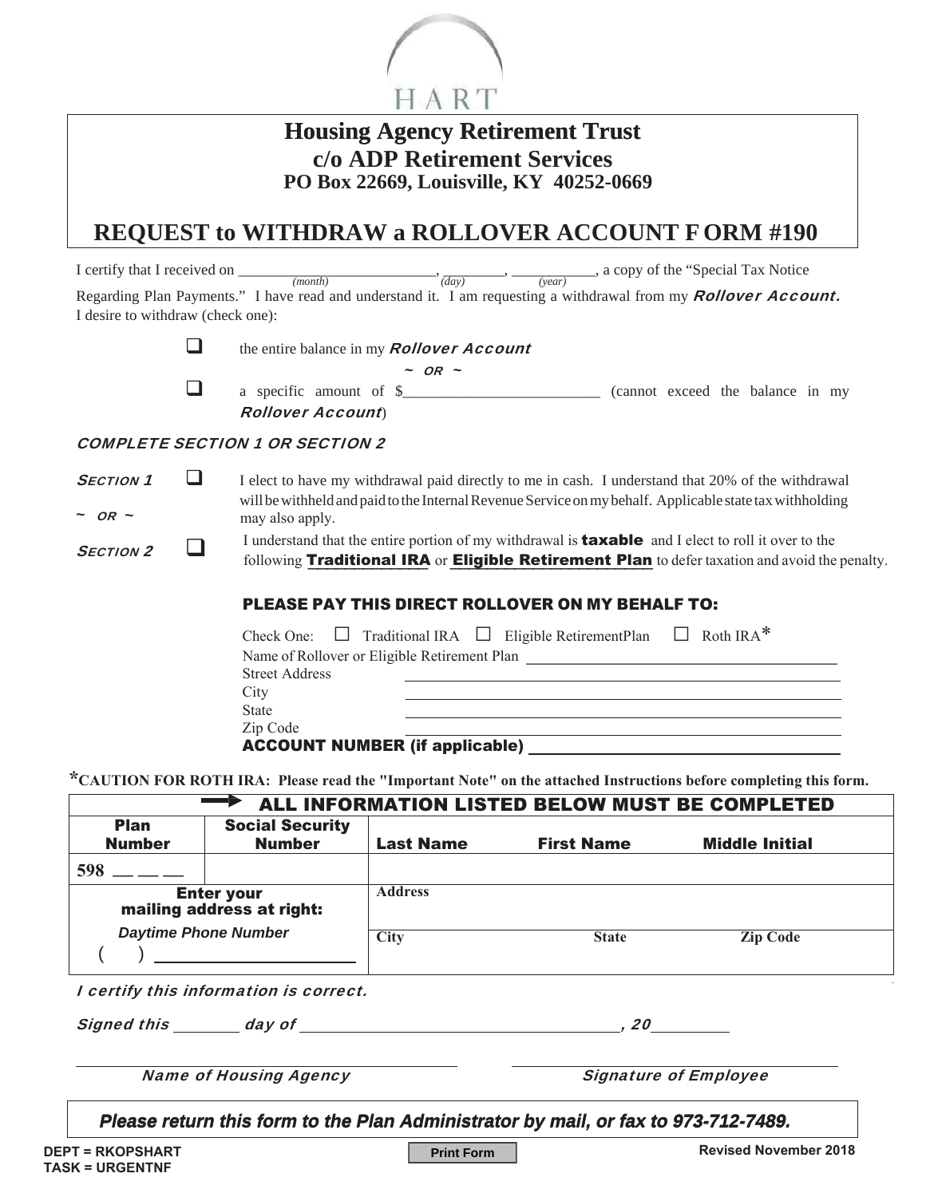HART

# Housing Agency Retirement Trust
## c/o ADP Retirement Services
**PO Box 22669, Louisville, KY 40252-0669**

# REQUEST to WITHDRAW a ROLLOVER ACCOUNT FORM #190

I certify that I received on ________________________ (month), ________ (day), __________ (year), a copy of the "Special Tax Notice Regarding Plan Payments." I have read and understand it. I am requesting a withdrawal from my ***Rollover Account.***

I desire to withdraw (check one):

- ☐ the entire balance in my ***Rollover Account***

  ~ OR ~

- ☐ a specific amount of $________________________ (cannot exceed the balance in my ***Rollover Account***)

***COMPLETE SECTION 1 OR SECTION 2***

***SECTION 1*** ☐ I elect to have my withdrawal paid directly to me in cash. I understand that 20% of the withdrawal will be withheld and paid to the Internal Revenue Service on my behalf. Applicable state tax withholding may also apply.

~ OR ~

***SECTION 2*** ☐ I understand that the entire portion of my withdrawal is **taxable** and I elect to roll it over to the following **Traditional IRA** or **Eligible Retirement Plan** to defer taxation and avoid the penalty.

**PLEASE PAY THIS DIRECT ROLLOVER ON MY BEHALF TO:**

Check One: ☐ Traditional IRA ☐ Eligible RetirementPlan ☐ Roth IRA*

Name of Rollover or Eligible Retirement Plan ________________________________

Street Address ________________________________

City ________________________________

State ________________________________

Zip Code ________________________________

**ACCOUNT NUMBER (if applicable)** ________________________________

***CAUTION FOR ROTH IRA: Please read the "Important Note" on the attached Instructions before completing this form.**

**ALL INFORMATION LISTED BELOW MUST BE COMPLETED**

| Plan Number | Social Security Number | Last Name | First Name | Middle Initial |
|---|---|---|---|---|
| 598 __ __ __ | | | | |
| **Enter your mailing address at right:** | | Address | | |
| *Daytime Phone Number* ( ) ____________ | | City | State | Zip Code |

***I certify this information is correct.***

***Signed this*** _______ ***day of*** ________________________________, ***20***________

________________________________ ***Name of Housing Agency***

________________________________ ***Signature of Employee***

***Please return this form to the Plan Administrator by mail, or fax to 973-712-7489.***

**DEPT = RKOPSHART**
**TASK = URGENTNF**

Print Form

**Revised November 2018**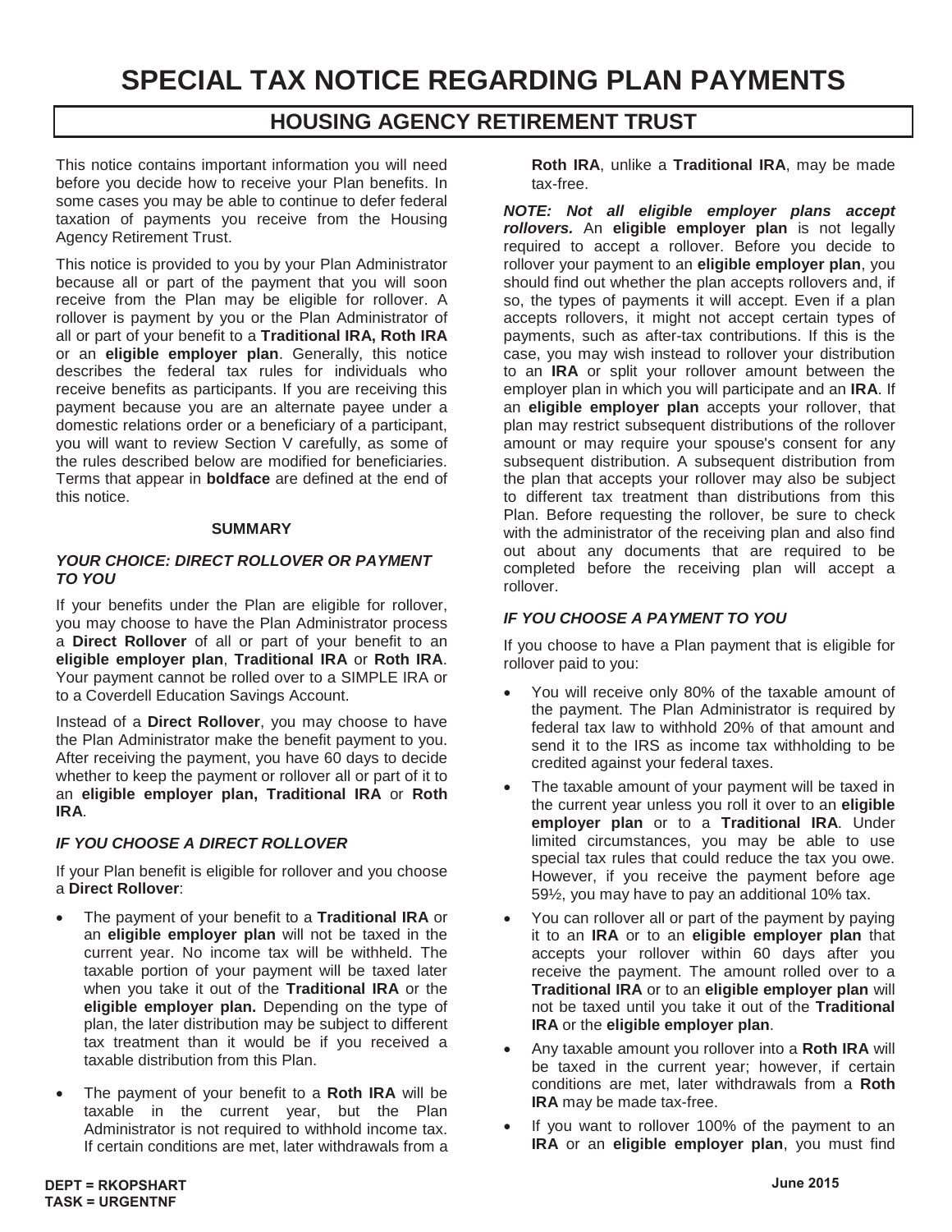# SPECIAL TAX NOTICE REGARDING PLAN PAYMENTS

## HOUSING AGENCY RETIREMENT TRUST

This notice contains important information you will need before you decide how to receive your Plan benefits. In some cases you may be able to continue to defer federal taxation of payments you receive from the Housing Agency Retirement Trust.

This notice is provided to you by your Plan Administrator because all or part of the payment that you will soon receive from the Plan may be eligible for rollover. A rollover is payment by you or the Plan Administrator of all or part of your benefit to a **Traditional IRA, Roth IRA** or an **eligible employer plan**. Generally, this notice describes the federal tax rules for individuals who receive benefits as participants. If you are receiving this payment because you are an alternate payee under a domestic relations order or a beneficiary of a participant, you will want to review Section V carefully, as some of the rules described below are modified for beneficiaries. Terms that appear in **boldface** are defined at the end of this notice.

### SUMMARY

#### *YOUR CHOICE: DIRECT ROLLOVER OR PAYMENT TO YOU*

If your benefits under the Plan are eligible for rollover, you may choose to have the Plan Administrator process a **Direct Rollover** of all or part of your benefit to an **eligible employer plan**, **Traditional IRA** or **Roth IRA**. Your payment cannot be rolled over to a SIMPLE IRA or to a Coverdell Education Savings Account.

Instead of a **Direct Rollover**, you may choose to have the Plan Administrator make the benefit payment to you. After receiving the payment, you have 60 days to decide whether to keep the payment or rollover all or part of it to an **eligible employer plan, Traditional IRA** or **Roth IRA**.

#### *IF YOU CHOOSE A DIRECT ROLLOVER*

If your Plan benefit is eligible for rollover and you choose a **Direct Rollover**:

- The payment of your benefit to a **Traditional IRA** or an **eligible employer plan** will not be taxed in the current year. No income tax will be withheld. The taxable portion of your payment will be taxed later when you take it out of the **Traditional IRA** or the **eligible employer plan.** Depending on the type of plan, the later distribution may be subject to different tax treatment than it would be if you received a taxable distribution from this Plan.
- The payment of your benefit to a **Roth IRA** will be taxable in the current year, but the Plan Administrator is not required to withhold income tax. If certain conditions are met, later withdrawals from a **Roth IRA**, unlike a **Traditional IRA**, may be made tax-free.

***NOTE: Not all eligible employer plans accept rollovers.*** An **eligible employer plan** is not legally required to accept a rollover. Before you decide to rollover your payment to an **eligible employer plan**, you should find out whether the plan accepts rollovers and, if so, the types of payments it will accept. Even if a plan accepts rollovers, it might not accept certain types of payments, such as after-tax contributions. If this is the case, you may wish instead to rollover your distribution to an **IRA** or split your rollover amount between the employer plan in which you will participate and an **IRA**. If an **eligible employer plan** accepts your rollover, that plan may restrict subsequent distributions of the rollover amount or may require your spouse's consent for any subsequent distribution. A subsequent distribution from the plan that accepts your rollover may also be subject to different tax treatment than distributions from this Plan. Before requesting the rollover, be sure to check with the administrator of the receiving plan and also find out about any documents that are required to be completed before the receiving plan will accept a rollover.

#### *IF YOU CHOOSE A PAYMENT TO YOU*

If you choose to have a Plan payment that is eligible for rollover paid to you:

- You will receive only 80% of the taxable amount of the payment. The Plan Administrator is required by federal tax law to withhold 20% of that amount and send it to the IRS as income tax withholding to be credited against your federal taxes.
- The taxable amount of your payment will be taxed in the current year unless you roll it over to an **eligible employer plan** or to a **Traditional IRA**. Under limited circumstances, you may be able to use special tax rules that could reduce the tax you owe. However, if you receive the payment before age 59½, you may have to pay an additional 10% tax.
- You can rollover all or part of the payment by paying it to an **IRA** or to an **eligible employer plan** that accepts your rollover within 60 days after you receive the payment. The amount rolled over to a **Traditional IRA** or to an **eligible employer plan** will not be taxed until you take it out of the **Traditional IRA** or the **eligible employer plan**.
- Any taxable amount you rollover into a **Roth IRA** will be taxed in the current year; however, if certain conditions are met, later withdrawals from a **Roth IRA** may be made tax-free.
- If you want to rollover 100% of the payment to an **IRA** or an **eligible employer plan**, you must find

DEPT = RKOPSHART
TASK = URGENTNF

June 2015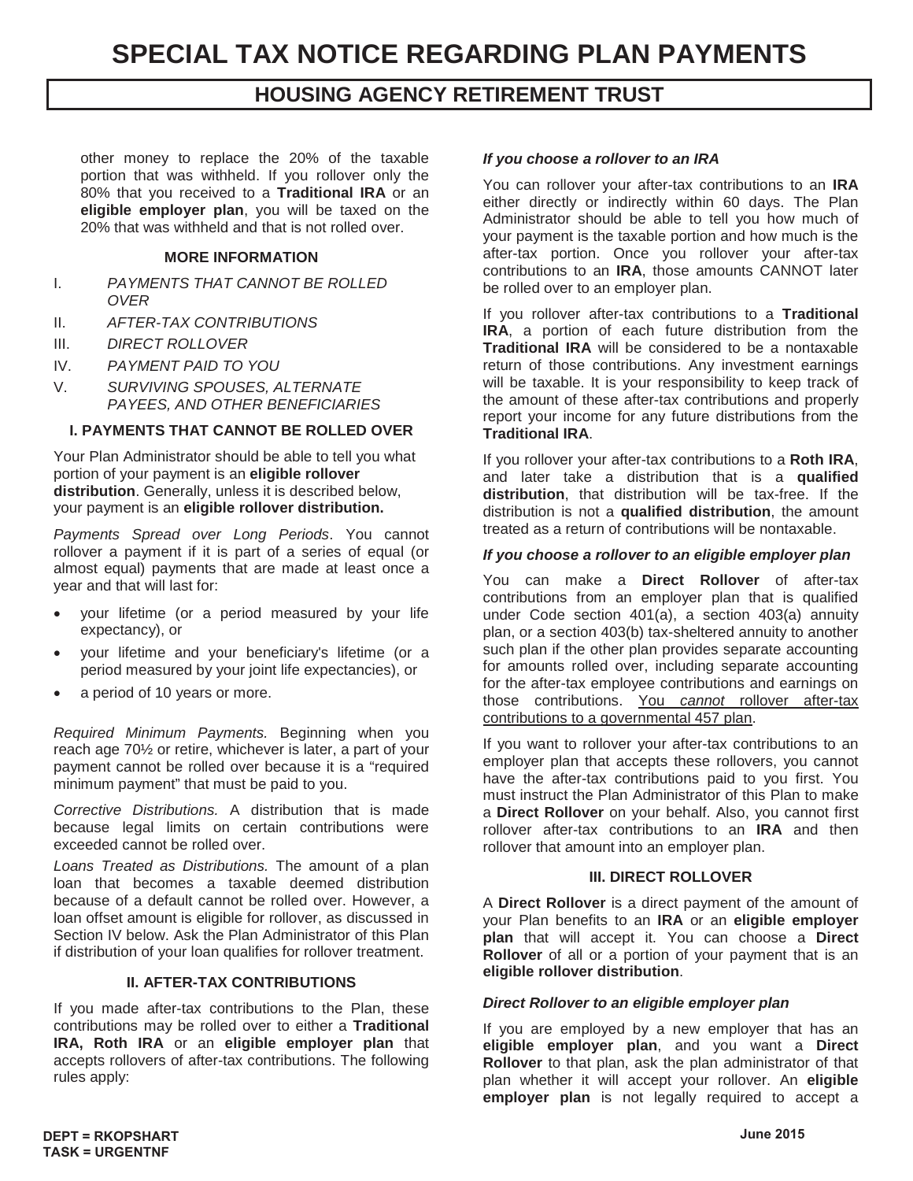other money to replace the 20% of the taxable portion that was withheld. If you rollover only the 80% that you received to a **Traditional IRA** or an **eligible employer plan**, you will be taxed on the 20% that was withheld and that is not rolled over.

### MORE INFORMATION

I. *PAYMENTS THAT CANNOT BE ROLLED OVER*

II. *AFTER-TAX CONTRIBUTIONS*

III. *DIRECT ROLLOVER*

IV. *PAYMENT PAID TO YOU*

V. *SURVIVING SPOUSES, ALTERNATE PAYEES, AND OTHER BENEFICIARIES*

### I. PAYMENTS THAT CANNOT BE ROLLED OVER

Your Plan Administrator should be able to tell you what portion of your payment is an **eligible rollover distribution**. Generally, unless it is described below, your payment is an **eligible rollover distribution.**

*Payments Spread over Long Periods*. You cannot rollover a payment if it is part of a series of equal (or almost equal) payments that are made at least once a year and that will last for:

- your lifetime (or a period measured by your life expectancy), or
- your lifetime and your beneficiary's lifetime (or a period measured by your joint life expectancies), or
- a period of 10 years or more.

*Required Minimum Payments.* Beginning when you reach age 70½ or retire, whichever is later, a part of your payment cannot be rolled over because it is a "required minimum payment" that must be paid to you.

*Corrective Distributions.* A distribution that is made because legal limits on certain contributions were exceeded cannot be rolled over.

*Loans Treated as Distributions.* The amount of a plan loan that becomes a taxable deemed distribution because of a default cannot be rolled over. However, a loan offset amount is eligible for rollover, as discussed in Section IV below. Ask the Plan Administrator of this Plan if distribution of your loan qualifies for rollover treatment.

### II. AFTER-TAX CONTRIBUTIONS

If you made after-tax contributions to the Plan, these contributions may be rolled over to either a **Traditional IRA, Roth IRA** or an **eligible employer plan** that accepts rollovers of after-tax contributions. The following rules apply:

***If you choose a rollover to an IRA***

You can rollover your after-tax contributions to an **IRA** either directly or indirectly within 60 days. The Plan Administrator should be able to tell you how much of your payment is the taxable portion and how much is the after-tax portion. Once you rollover your after-tax contributions to an **IRA**, those amounts CANNOT later be rolled over to an employer plan.

If you rollover after-tax contributions to a **Traditional IRA**, a portion of each future distribution from the **Traditional IRA** will be considered to be a nontaxable return of those contributions. Any investment earnings will be taxable. It is your responsibility to keep track of the amount of these after-tax contributions and properly report your income for any future distributions from the **Traditional IRA**.

If you rollover your after-tax contributions to a **Roth IRA**, and later take a distribution that is a **qualified distribution**, that distribution will be tax-free. If the distribution is not a **qualified distribution**, the amount treated as a return of contributions will be nontaxable.

***If you choose a rollover to an eligible employer plan***

You can make a **Direct Rollover** of after-tax contributions from an employer plan that is qualified under Code section 401(a), a section 403(a) annuity plan, or a section 403(b) tax-sheltered annuity to another such plan if the other plan provides separate accounting for amounts rolled over, including separate accounting for the after-tax employee contributions and earnings on those contributions. <u>You *cannot* rollover after-tax contributions to a governmental 457 plan</u>.

If you want to rollover your after-tax contributions to an employer plan that accepts these rollovers, you cannot have the after-tax contributions paid to you first. You must instruct the Plan Administrator of this Plan to make a **Direct Rollover** on your behalf. Also, you cannot first rollover after-tax contributions to an **IRA** and then rollover that amount into an employer plan.

### III. DIRECT ROLLOVER

A **Direct Rollover** is a direct payment of the amount of your Plan benefits to an **IRA** or an **eligible employer plan** that will accept it. You can choose a **Direct Rollover** of all or a portion of your payment that is an **eligible rollover distribution**.

***Direct Rollover to an eligible employer plan***

If you are employed by a new employer that has an **eligible employer plan**, and you want a **Direct Rollover** to that plan, ask the plan administrator of that plan whether it will accept your rollover. An **eligible employer plan** is not legally required to accept a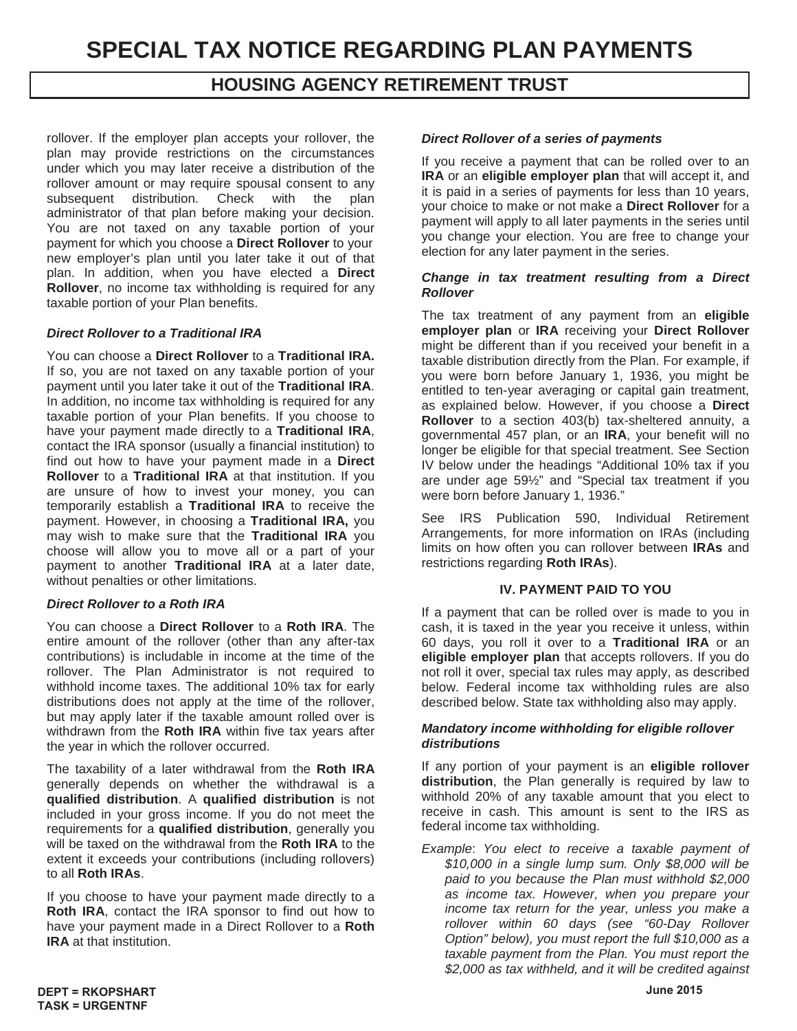rollover. If the employer plan accepts your rollover, the plan may provide restrictions on the circumstances under which you may later receive a distribution of the rollover amount or may require spousal consent to any subsequent distribution. Check with the plan administrator of that plan before making your decision. You are not taxed on any taxable portion of your payment for which you choose a **Direct Rollover** to your new employer's plan until you later take it out of that plan. In addition, when you have elected a **Direct Rollover**, no income tax withholding is required for any taxable portion of your Plan benefits.

***Direct Rollover to a Traditional IRA***

You can choose a **Direct Rollover** to a **Traditional IRA.** If so, you are not taxed on any taxable portion of your payment until you later take it out of the **Traditional IRA**. In addition, no income tax withholding is required for any taxable portion of your Plan benefits. If you choose to have your payment made directly to a **Traditional IRA**, contact the IRA sponsor (usually a financial institution) to find out how to have your payment made in a **Direct Rollover** to a **Traditional IRA** at that institution. If you are unsure of how to invest your money, you can temporarily establish a **Traditional IRA** to receive the payment. However, in choosing a **Traditional IRA,** you may wish to make sure that the **Traditional IRA** you choose will allow you to move all or a part of your payment to another **Traditional IRA** at a later date, without penalties or other limitations.

***Direct Rollover to a Roth IRA***

You can choose a **Direct Rollover** to a **Roth IRA**. The entire amount of the rollover (other than any after-tax contributions) is includable in income at the time of the rollover. The Plan Administrator is not required to withhold income taxes. The additional 10% tax for early distributions does not apply at the time of the rollover, but may apply later if the taxable amount rolled over is withdrawn from the **Roth IRA** within five tax years after the year in which the rollover occurred.

The taxability of a later withdrawal from the **Roth IRA** generally depends on whether the withdrawal is a **qualified distribution**. A **qualified distribution** is not included in your gross income. If you do not meet the requirements for a **qualified distribution**, generally you will be taxed on the withdrawal from the **Roth IRA** to the extent it exceeds your contributions (including rollovers) to all **Roth IRAs**.

If you choose to have your payment made directly to a **Roth IRA**, contact the IRA sponsor to find out how to have your payment made in a Direct Rollover to a **Roth IRA** at that institution.

***Direct Rollover of a series of payments***

If you receive a payment that can be rolled over to an **IRA** or an **eligible employer plan** that will accept it, and it is paid in a series of payments for less than 10 years, your choice to make or not make a **Direct Rollover** for a payment will apply to all later payments in the series until you change your election. You are free to change your election for any later payment in the series.

***Change in tax treatment resulting from a Direct Rollover***

The tax treatment of any payment from an **eligible employer plan** or **IRA** receiving your **Direct Rollover** might be different than if you received your benefit in a taxable distribution directly from the Plan. For example, if you were born before January 1, 1936, you might be entitled to ten-year averaging or capital gain treatment, as explained below. However, if you choose a **Direct Rollover** to a section 403(b) tax-sheltered annuity, a governmental 457 plan, or an **IRA**, your benefit will no longer be eligible for that special treatment. See Section IV below under the headings "Additional 10% tax if you are under age 59½" and "Special tax treatment if you were born before January 1, 1936."

See IRS Publication 590, Individual Retirement Arrangements, for more information on IRAs (including limits on how often you can rollover between **IRAs** and restrictions regarding **Roth IRAs**).

## IV. PAYMENT PAID TO YOU

If a payment that can be rolled over is made to you in cash, it is taxed in the year you receive it unless, within 60 days, you roll it over to a **Traditional IRA** or an **eligible employer plan** that accepts rollovers. If you do not roll it over, special tax rules may apply, as described below. Federal income tax withholding rules are also described below. State tax withholding also may apply.

***Mandatory income withholding for eligible rollover distributions***

If any portion of your payment is an **eligible rollover distribution**, the Plan generally is required by law to withhold 20% of any taxable amount that you elect to receive in cash. This amount is sent to the IRS as federal income tax withholding.

*Example*: *You elect to receive a taxable payment of $10,000 in a single lump sum. Only $8,000 will be paid to you because the Plan must withhold $2,000 as income tax. However, when you prepare your income tax return for the year, unless you make a rollover within 60 days (see "60-Day Rollover Option" below), you must report the full $10,000 as a taxable payment from the Plan. You must report the $2,000 as tax withheld, and it will be credited against*

DEPT = RKOPSHART
TASK = URGENTNF

June 2015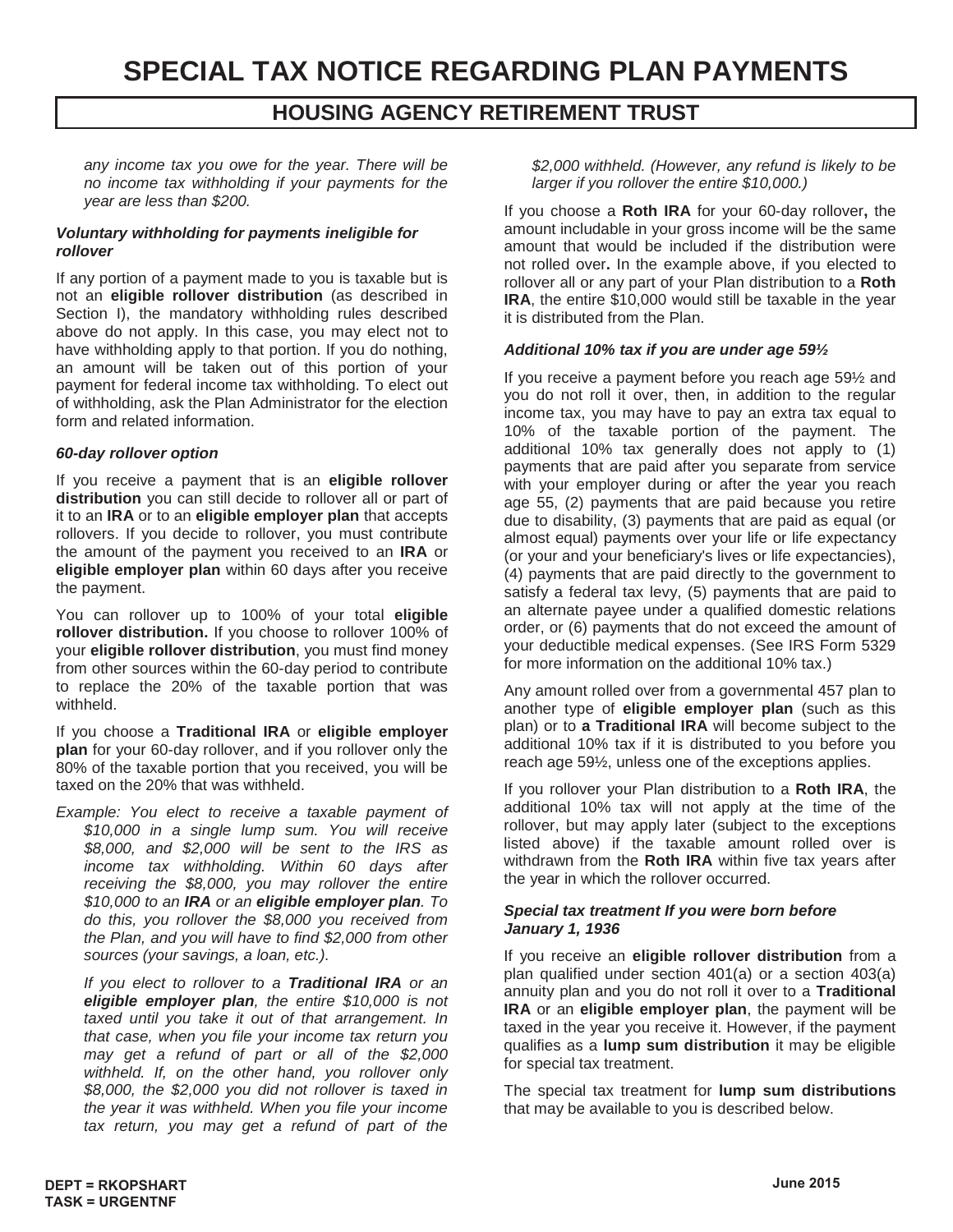*any income tax you owe for the year. There will be no income tax withholding if your payments for the year are less than $200.*

#### *Voluntary withholding for payments ineligible for rollover*

If any portion of a payment made to you is taxable but is not an **eligible rollover distribution** (as described in Section I), the mandatory withholding rules described above do not apply. In this case, you may elect not to have withholding apply to that portion. If you do nothing, an amount will be taken out of this portion of your payment for federal income tax withholding. To elect out of withholding, ask the Plan Administrator for the election form and related information.

#### *60-day rollover option*

If you receive a payment that is an **eligible rollover distribution** you can still decide to rollover all or part of it to an **IRA** or to an **eligible employer plan** that accepts rollovers. If you decide to rollover, you must contribute the amount of the payment you received to an **IRA** or **eligible employer plan** within 60 days after you receive the payment.

You can rollover up to 100% of your total **eligible rollover distribution.** If you choose to rollover 100% of your **eligible rollover distribution**, you must find money from other sources within the 60-day period to contribute to replace the 20% of the taxable portion that was withheld.

If you choose a **Traditional IRA** or **eligible employer plan** for your 60-day rollover, and if you rollover only the 80% of the taxable portion that you received, you will be taxed on the 20% that was withheld.

*Example: You elect to receive a taxable payment of $10,000 in a single lump sum. You will receive $8,000, and $2,000 will be sent to the IRS as income tax withholding. Within 60 days after receiving the $8,000, you may rollover the entire $10,000 to an **IRA** or an **eligible employer plan**. To do this, you rollover the $8,000 you received from the Plan, and you will have to find $2,000 from other sources (your savings, a loan, etc.).*

*If you elect to rollover to a **Traditional IRA** or an **eligible employer plan**, the entire $10,000 is not taxed until you take it out of that arrangement. In that case, when you file your income tax return you may get a refund of part or all of the $2,000 withheld. If, on the other hand, you rollover only $8,000, the $2,000 you did not rollover is taxed in the year it was withheld. When you file your income tax return, you may get a refund of part of the $2,000 withheld. (However, any refund is likely to be larger if you rollover the entire $10,000.)*

If you choose a **Roth IRA** for your 60-day rollover**,** the amount includable in your gross income will be the same amount that would be included if the distribution were not rolled over**.** In the example above, if you elected to rollover all or any part of your Plan distribution to a **Roth IRA**, the entire $10,000 would still be taxable in the year it is distributed from the Plan.

#### *Additional 10% tax if you are under age 59½*

If you receive a payment before you reach age 59½ and you do not roll it over, then, in addition to the regular income tax, you may have to pay an extra tax equal to 10% of the taxable portion of the payment. The additional 10% tax generally does not apply to (1) payments that are paid after you separate from service with your employer during or after the year you reach age 55, (2) payments that are paid because you retire due to disability, (3) payments that are paid as equal (or almost equal) payments over your life or life expectancy (or your and your beneficiary's lives or life expectancies), (4) payments that are paid directly to the government to satisfy a federal tax levy, (5) payments that are paid to an alternate payee under a qualified domestic relations order, or (6) payments that do not exceed the amount of your deductible medical expenses. (See IRS Form 5329 for more information on the additional 10% tax.)

Any amount rolled over from a governmental 457 plan to another type of **eligible employer plan** (such as this plan) or to **a Traditional IRA** will become subject to the additional 10% tax if it is distributed to you before you reach age 59½, unless one of the exceptions applies.

If you rollover your Plan distribution to a **Roth IRA**, the additional 10% tax will not apply at the time of the rollover, but may apply later (subject to the exceptions listed above) if the taxable amount rolled over is withdrawn from the **Roth IRA** within five tax years after the year in which the rollover occurred.

#### *Special tax treatment If you were born before January 1, 1936*

If you receive an **eligible rollover distribution** from a plan qualified under section 401(a) or a section 403(a) annuity plan and you do not roll it over to a **Traditional IRA** or an **eligible employer plan**, the payment will be taxed in the year you receive it. However, if the payment qualifies as a **lump sum distribution** it may be eligible for special tax treatment.

The special tax treatment for **lump sum distributions** that may be available to you is described below.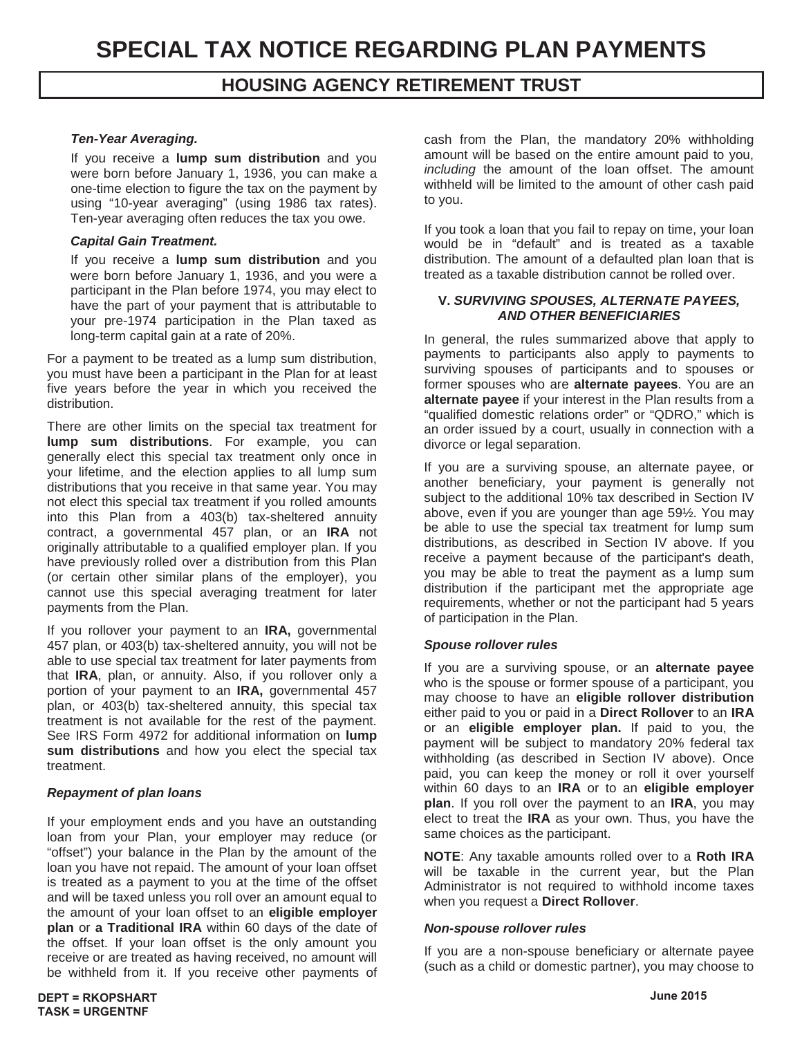*Ten-Year Averaging.*

If you receive a **lump sum distribution** and you were born before January 1, 1936, you can make a one-time election to figure the tax on the payment by using "10-year averaging" (using 1986 tax rates). Ten-year averaging often reduces the tax you owe.

*Capital Gain Treatment.*

If you receive a **lump sum distribution** and you were born before January 1, 1936, and you were a participant in the Plan before 1974, you may elect to have the part of your payment that is attributable to your pre-1974 participation in the Plan taxed as long-term capital gain at a rate of 20%.

For a payment to be treated as a lump sum distribution, you must have been a participant in the Plan for at least five years before the year in which you received the distribution.

There are other limits on the special tax treatment for **lump sum distributions**. For example, you can generally elect this special tax treatment only once in your lifetime, and the election applies to all lump sum distributions that you receive in that same year. You may not elect this special tax treatment if you rolled amounts into this Plan from a 403(b) tax-sheltered annuity contract, a governmental 457 plan, or an **IRA** not originally attributable to a qualified employer plan. If you have previously rolled over a distribution from this Plan (or certain other similar plans of the employer), you cannot use this special averaging treatment for later payments from the Plan.

If you rollover your payment to an **IRA,** governmental 457 plan, or 403(b) tax-sheltered annuity, you will not be able to use special tax treatment for later payments from that **IRA**, plan, or annuity. Also, if you rollover only a portion of your payment to an **IRA,** governmental 457 plan, or 403(b) tax-sheltered annuity, this special tax treatment is not available for the rest of the payment. See IRS Form 4972 for additional information on **lump sum distributions** and how you elect the special tax treatment.

*Repayment of plan loans*

If your employment ends and you have an outstanding loan from your Plan, your employer may reduce (or "offset") your balance in the Plan by the amount of the loan you have not repaid. The amount of your loan offset is treated as a payment to you at the time of the offset and will be taxed unless you roll over an amount equal to the amount of your loan offset to an **eligible employer plan** or **a Traditional IRA** within 60 days of the date of the offset. If your loan offset is the only amount you receive or are treated as having received, no amount will be withheld from it. If you receive other payments of cash from the Plan, the mandatory 20% withholding amount will be based on the entire amount paid to you, *including* the amount of the loan offset. The amount withheld will be limited to the amount of other cash paid to you.

If you took a loan that you fail to repay on time, your loan would be in "default" and is treated as a taxable distribution. The amount of a defaulted plan loan that is treated as a taxable distribution cannot be rolled over.

### V. *SURVIVING SPOUSES, ALTERNATE PAYEES, AND OTHER BENEFICIARIES*

In general, the rules summarized above that apply to payments to participants also apply to payments to surviving spouses of participants and to spouses or former spouses who are **alternate payees**. You are an **alternate payee** if your interest in the Plan results from a "qualified domestic relations order" or "QDRO," which is an order issued by a court, usually in connection with a divorce or legal separation.

If you are a surviving spouse, an alternate payee, or another beneficiary, your payment is generally not subject to the additional 10% tax described in Section IV above, even if you are younger than age 59½. You may be able to use the special tax treatment for lump sum distributions, as described in Section IV above. If you receive a payment because of the participant's death, you may be able to treat the payment as a lump sum distribution if the participant met the appropriate age requirements, whether or not the participant had 5 years of participation in the Plan.

*Spouse rollover rules*

If you are a surviving spouse, or an **alternate payee** who is the spouse or former spouse of a participant, you may choose to have an **eligible rollover distribution** either paid to you or paid in a **Direct Rollover** to an **IRA** or an **eligible employer plan.** If paid to you, the payment will be subject to mandatory 20% federal tax withholding (as described in Section IV above). Once paid, you can keep the money or roll it over yourself within 60 days to an **IRA** or to an **eligible employer plan**. If you roll over the payment to an **IRA**, you may elect to treat the **IRA** as your own. Thus, you have the same choices as the participant.

**NOTE**: Any taxable amounts rolled over to a **Roth IRA** will be taxable in the current year, but the Plan Administrator is not required to withhold income taxes when you request a **Direct Rollover**.

*Non-spouse rollover rules*

If you are a non-spouse beneficiary or alternate payee (such as a child or domestic partner), you may choose to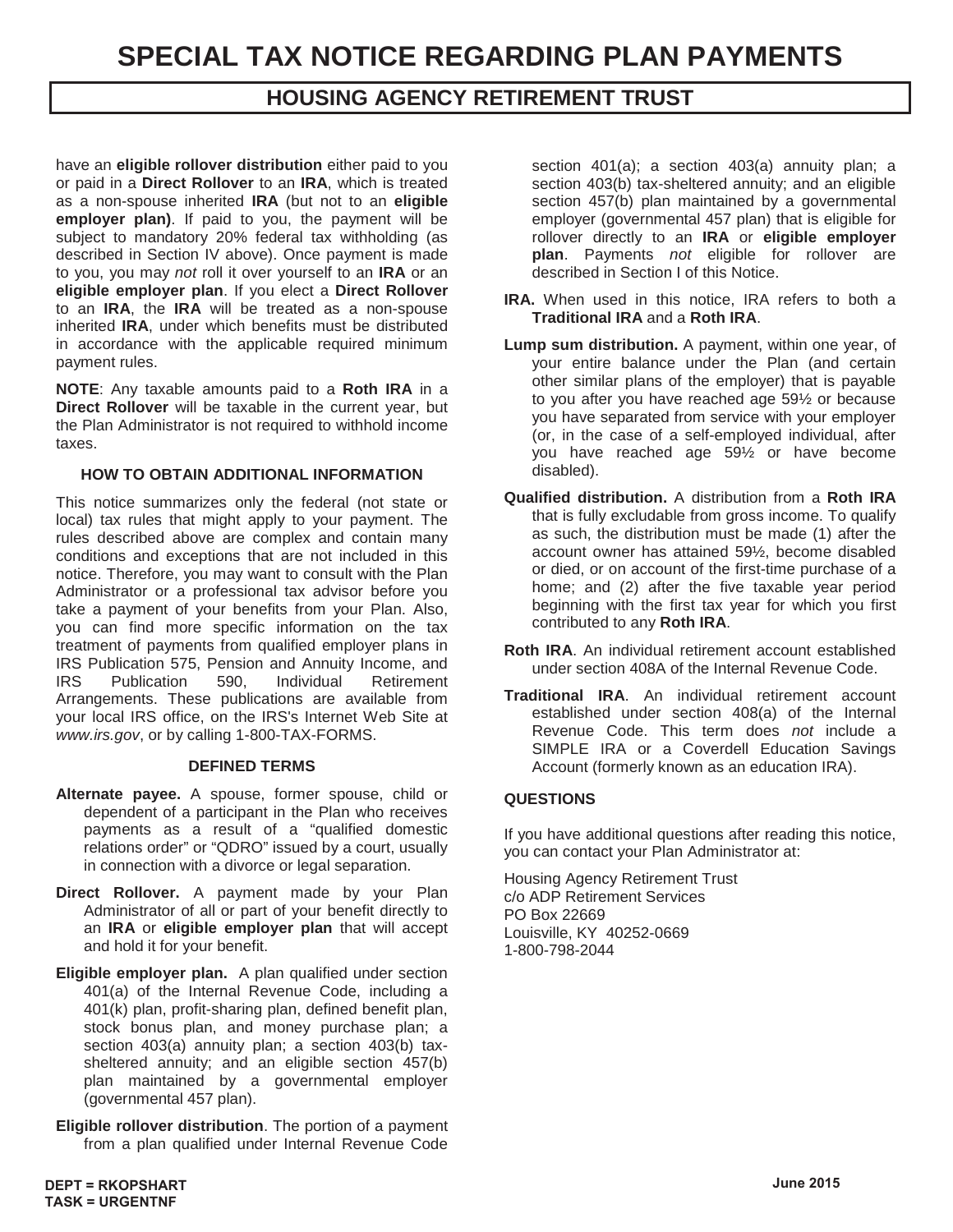# SPECIAL TAX NOTICE REGARDING PLAN PAYMENTS

## HOUSING AGENCY RETIREMENT TRUST

have an **eligible rollover distribution** either paid to you or paid in a **Direct Rollover** to an **IRA**, which is treated as a non-spouse inherited **IRA** (but not to an **eligible employer plan)**. If paid to you, the payment will be subject to mandatory 20% federal tax withholding (as described in Section IV above). Once payment is made to you, you may *not* roll it over yourself to an **IRA** or an **eligible employer plan**. If you elect a **Direct Rollover** to an **IRA**, the **IRA** will be treated as a non-spouse inherited **IRA**, under which benefits must be distributed in accordance with the applicable required minimum payment rules.

**NOTE**: Any taxable amounts paid to a **Roth IRA** in a **Direct Rollover** will be taxable in the current year, but the Plan Administrator is not required to withhold income taxes.

### HOW TO OBTAIN ADDITIONAL INFORMATION

This notice summarizes only the federal (not state or local) tax rules that might apply to your payment. The rules described above are complex and contain many conditions and exceptions that are not included in this notice. Therefore, you may want to consult with the Plan Administrator or a professional tax advisor before you take a payment of your benefits from your Plan. Also, you can find more specific information on the tax treatment of payments from qualified employer plans in IRS Publication 575, Pension and Annuity Income, and IRS Publication 590, Individual Retirement Arrangements. These publications are available from your local IRS office, on the IRS's Internet Web Site at *www.irs.gov*, or by calling 1-800-TAX-FORMS.

### DEFINED TERMS

**Alternate payee.** A spouse, former spouse, child or dependent of a participant in the Plan who receives payments as a result of a "qualified domestic relations order" or "QDRO" issued by a court, usually in connection with a divorce or legal separation.

**Direct Rollover.** A payment made by your Plan Administrator of all or part of your benefit directly to an **IRA** or **eligible employer plan** that will accept and hold it for your benefit.

**Eligible employer plan.** A plan qualified under section 401(a) of the Internal Revenue Code, including a 401(k) plan, profit-sharing plan, defined benefit plan, stock bonus plan, and money purchase plan; a section 403(a) annuity plan; a section 403(b) tax-sheltered annuity; and an eligible section 457(b) plan maintained by a governmental employer (governmental 457 plan).

**Eligible rollover distribution**. The portion of a payment from a plan qualified under Internal Revenue Code section 401(a); a section 403(a) annuity plan; a section 403(b) tax-sheltered annuity; and an eligible section 457(b) plan maintained by a governmental employer (governmental 457 plan) that is eligible for rollover directly to an **IRA** or **eligible employer plan**. Payments *not* eligible for rollover are described in Section I of this Notice.

**IRA.** When used in this notice, IRA refers to both a **Traditional IRA** and a **Roth IRA**.

**Lump sum distribution.** A payment, within one year, of your entire balance under the Plan (and certain other similar plans of the employer) that is payable to you after you have reached age 59½ or because you have separated from service with your employer (or, in the case of a self-employed individual, after you have reached age 59½ or have become disabled).

**Qualified distribution.** A distribution from a **Roth IRA** that is fully excludable from gross income. To qualify as such, the distribution must be made (1) after the account owner has attained 59½, become disabled or died, or on account of the first-time purchase of a home; and (2) after the five taxable year period beginning with the first tax year for which you first contributed to any **Roth IRA**.

**Roth IRA**. An individual retirement account established under section 408A of the Internal Revenue Code.

**Traditional IRA**. An individual retirement account established under section 408(a) of the Internal Revenue Code. This term does *not* include a SIMPLE IRA or a Coverdell Education Savings Account (formerly known as an education IRA).

### QUESTIONS

If you have additional questions after reading this notice, you can contact your Plan Administrator at:

Housing Agency Retirement Trust
c/o ADP Retirement Services
PO Box 22669
Louisville, KY 40252-0669
1-800-798-2044

DEPT = RKOPSHART
TASK = URGENTNF

June 2015